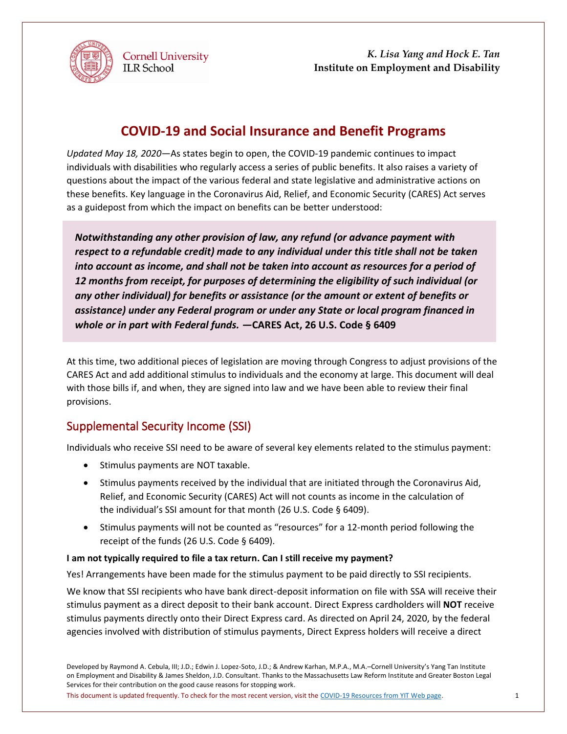Cornell University ILR School

*K. Lisa Yang and Hock E. Tan*
**Institute on Employment and Disability**

# COVID-19 and Social Insurance and Benefit Programs

*Updated May 18, 2020*—As states begin to open, the COVID-19 pandemic continues to impact individuals with disabilities who regularly access a series of public benefits. It also raises a variety of questions about the impact of the various federal and state legislative and administrative actions on these benefits. Key language in the Coronavirus Aid, Relief, and Economic Security (CARES) Act serves as a guidepost from which the impact on benefits can be better understood:

> ***Notwithstanding any other provision of law, any refund (or advance payment with respect to a refundable credit) made to any individual under this title shall not be taken into account as income, and shall not be taken into account as resources for a period of 12 months from receipt, for purposes of determining the eligibility of such individual (or any other individual) for benefits or assistance (or the amount or extent of benefits or assistance) under any Federal program or under any State or local program financed in whole or in part with Federal funds.*** **—CARES Act, 26 U.S. Code § 6409**

At this time, two additional pieces of legislation are moving through Congress to adjust provisions of the CARES Act and add additional stimulus to individuals and the economy at large. This document will deal with those bills if, and when, they are signed into law and we have been able to review their final provisions.

## Supplemental Security Income (SSI)

Individuals who receive SSI need to be aware of several key elements related to the stimulus payment:

- Stimulus payments are NOT taxable.
- Stimulus payments received by the individual that are initiated through the Coronavirus Aid, Relief, and Economic Security (CARES) Act will not counts as income in the calculation of the individual's SSI amount for that month (26 U.S. Code § 6409).
- Stimulus payments will not be counted as "resources" for a 12-month period following the receipt of the funds (26 U.S. Code § 6409).

**I am not typically required to file a tax return. Can I still receive my payment?**

Yes! Arrangements have been made for the stimulus payment to be paid directly to SSI recipients.

We know that SSI recipients who have bank direct-deposit information on file with SSA will receive their stimulus payment as a direct deposit to their bank account. Direct Express cardholders will **NOT** receive stimulus payments directly onto their Direct Express card. As directed on April 24, 2020, by the federal agencies involved with distribution of stimulus payments, Direct Express holders will receive a direct

Developed by Raymond A. Cebula, III; J.D.; Edwin J. Lopez-Soto, J.D.; & Andrew Karhan, M.P.A., M.A.–Cornell University's Yang Tan Institute on Employment and Disability & James Sheldon, J.D. Consultant. Thanks to the Massachusetts Law Reform Institute and Greater Boston Legal Services for their contribution on the good cause reasons for stopping work.

This document is updated frequently. To check for the most recent version, visit the COVID-19 Resources from YTI Web page.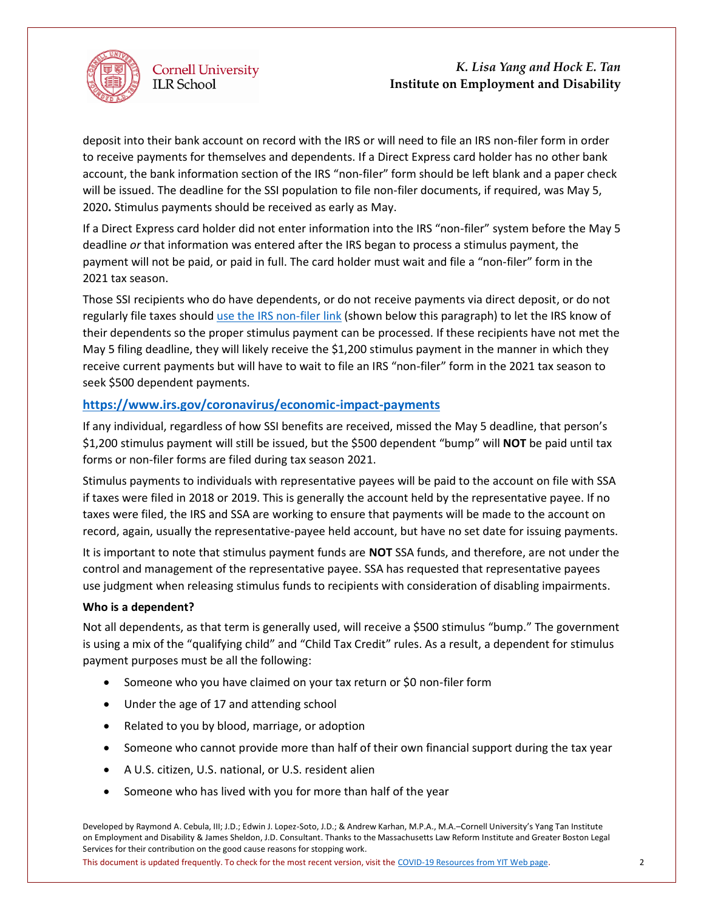deposit into their bank account on record with the IRS or will need to file an IRS non-filer form in order to receive payments for themselves and dependents. If a Direct Express card holder has no other bank account, the bank information section of the IRS "non-filer" form should be left blank and a paper check will be issued. The deadline for the SSI population to file non-filer documents, if required, was May 5, 2020**.** Stimulus payments should be received as early as May.

If a Direct Express card holder did not enter information into the IRS "non-filer" system before the May 5 deadline *or* that information was entered after the IRS began to process a stimulus payment, the payment will not be paid, or paid in full. The card holder must wait and file a "non-filer" form in the 2021 tax season.

Those SSI recipients who do have dependents, or do not receive payments via direct deposit, or do not regularly file taxes should [use the IRS non-filer link](https://www.irs.gov/coronavirus/economic-impact-payments) (shown below this paragraph) to let the IRS know of their dependents so the proper stimulus payment can be processed. If these recipients have not met the May 5 filing deadline, they will likely receive the $1,200 stimulus payment in the manner in which they receive current payments but will have to wait to file an IRS "non-filer" form in the 2021 tax season to seek $500 dependent payments.

**https://www.irs.gov/coronavirus/economic-impact-payments**

If any individual, regardless of how SSI benefits are received, missed the May 5 deadline, that person's $1,200 stimulus payment will still be issued, but the $500 dependent "bump" will **NOT** be paid until tax forms or non-filer forms are filed during tax season 2021.

Stimulus payments to individuals with representative payees will be paid to the account on file with SSA if taxes were filed in 2018 or 2019. This is generally the account held by the representative payee. If no taxes were filed, the IRS and SSA are working to ensure that payments will be made to the account on record, again, usually the representative-payee held account, but have no set date for issuing payments.

It is important to note that stimulus payment funds are **NOT** SSA funds, and therefore, are not under the control and management of the representative payee. SSA has requested that representative payees use judgment when releasing stimulus funds to recipients with consideration of disabling impairments.

**Who is a dependent?**

Not all dependents, as that term is generally used, will receive a $500 stimulus "bump." The government is using a mix of the "qualifying child" and "Child Tax Credit" rules. As a result, a dependent for stimulus payment purposes must be all the following:

- Someone who you have claimed on your tax return or $0 non-filer form
- Under the age of 17 and attending school
- Related to you by blood, marriage, or adoption
- Someone who cannot provide more than half of their own financial support during the tax year
- A U.S. citizen, U.S. national, or U.S. resident alien
- Someone who has lived with you for more than half of the year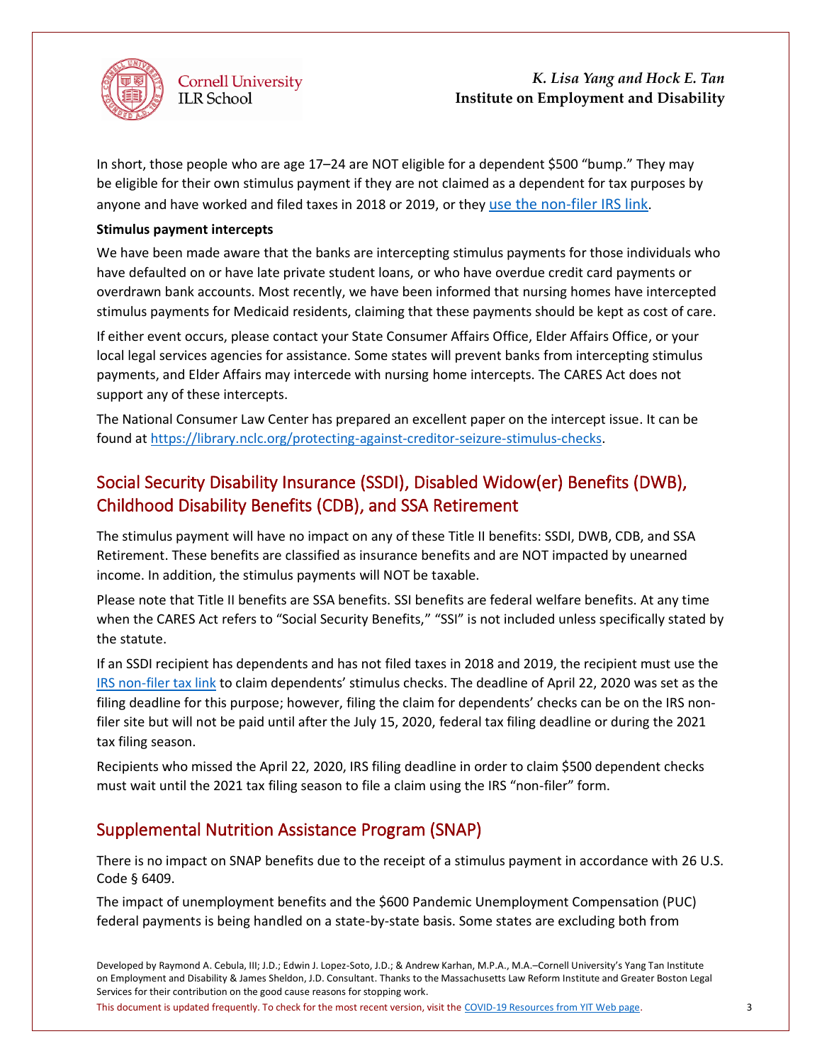In short, those people who are age 17–24 are NOT eligible for a dependent $500 "bump." They may be eligible for their own stimulus payment if they are not claimed as a dependent for tax purposes by anyone and have worked and filed taxes in 2018 or 2019, or they [use the non-filer IRS link](#).

**Stimulus payment intercepts**

We have been made aware that the banks are intercepting stimulus payments for those individuals who have defaulted on or have late private student loans, or who have overdue credit card payments or overdrawn bank accounts. Most recently, we have been informed that nursing homes have intercepted stimulus payments for Medicaid residents, claiming that these payments should be kept as cost of care.

If either event occurs, please contact your State Consumer Affairs Office, Elder Affairs Office, or your local legal services agencies for assistance. Some states will prevent banks from intercepting stimulus payments, and Elder Affairs may intercede with nursing home intercepts. The CARES Act does not support any of these intercepts.

The National Consumer Law Center has prepared an excellent paper on the intercept issue. It can be found at https://library.nclc.org/protecting-against-creditor-seizure-stimulus-checks.

## Social Security Disability Insurance (SSDI), Disabled Widow(er) Benefits (DWB), Childhood Disability Benefits (CDB), and SSA Retirement

The stimulus payment will have no impact on any of these Title II benefits: SSDI, DWB, CDB, and SSA Retirement. These benefits are classified as insurance benefits and are NOT impacted by unearned income. In addition, the stimulus payments will NOT be taxable.

Please note that Title II benefits are SSA benefits. SSI benefits are federal welfare benefits. At any time when the CARES Act refers to "Social Security Benefits," "SSI" is not included unless specifically stated by the statute.

If an SSDI recipient has dependents and has not filed taxes in 2018 and 2019, the recipient must use the [IRS non-filer tax link](#) to claim dependents' stimulus checks. The deadline of April 22, 2020 was set as the filing deadline for this purpose; however, filing the claim for dependents' checks can be on the IRS non-filer site but will not be paid until after the July 15, 2020, federal tax filing deadline or during the 2021 tax filing season.

Recipients who missed the April 22, 2020, IRS filing deadline in order to claim $500 dependent checks must wait until the 2021 tax filing season to file a claim using the IRS "non-filer" form.

## Supplemental Nutrition Assistance Program (SNAP)

There is no impact on SNAP benefits due to the receipt of a stimulus payment in accordance with 26 U.S. Code § 6409.

The impact of unemployment benefits and the $600 Pandemic Unemployment Compensation (PUC) federal payments is being handled on a state-by-state basis. Some states are excluding both from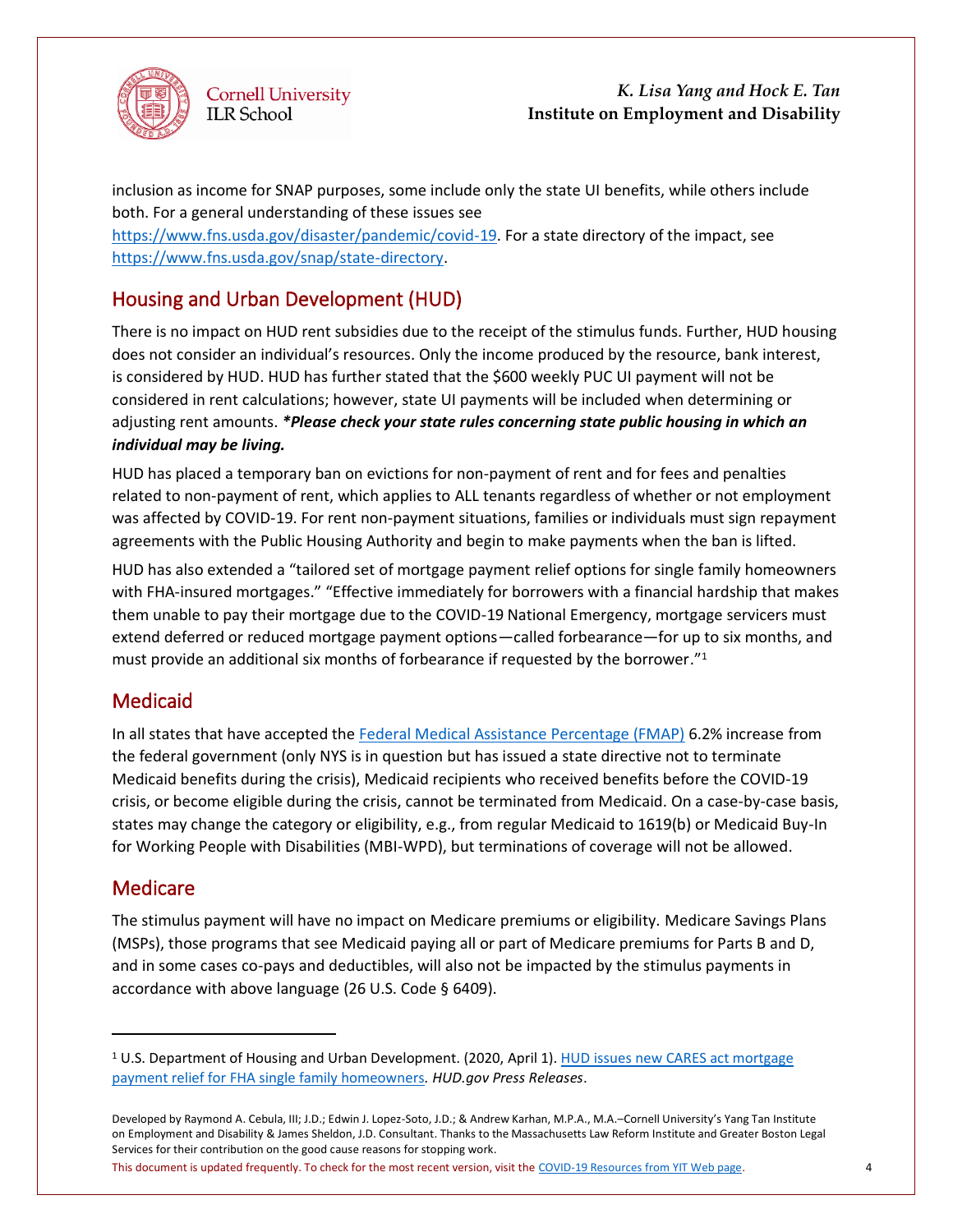inclusion as income for SNAP purposes, some include only the state UI benefits, while others include both. For a general understanding of these issues see https://www.fns.usda.gov/disaster/pandemic/covid-19. For a state directory of the impact, see https://www.fns.usda.gov/snap/state-directory.

## Housing and Urban Development (HUD)

There is no impact on HUD rent subsidies due to the receipt of the stimulus funds. Further, HUD housing does not consider an individual's resources. Only the income produced by the resource, bank interest, is considered by HUD. HUD has further stated that the $600 weekly PUC UI payment will not be considered in rent calculations; however, state UI payments will be included when determining or adjusting rent amounts. ***Please check your state rules concerning state public housing in which an individual may be living.***

HUD has placed a temporary ban on evictions for non-payment of rent and for fees and penalties related to non-payment of rent, which applies to ALL tenants regardless of whether or not employment was affected by COVID-19. For rent non-payment situations, families or individuals must sign repayment agreements with the Public Housing Authority and begin to make payments when the ban is lifted.

HUD has also extended a "tailored set of mortgage payment relief options for single family homeowners with FHA-insured mortgages." "Effective immediately for borrowers with a financial hardship that makes them unable to pay their mortgage due to the COVID-19 National Emergency, mortgage servicers must extend deferred or reduced mortgage payment options—called forbearance—for up to six months, and must provide an additional six months of forbearance if requested by the borrower."[1]

## Medicaid

In all states that have accepted the Federal Medical Assistance Percentage (FMAP) 6.2% increase from the federal government (only NYS is in question but has issued a state directive not to terminate Medicaid benefits during the crisis), Medicaid recipients who received benefits before the COVID-19 crisis, or become eligible during the crisis, cannot be terminated from Medicaid. On a case-by-case basis, states may change the category or eligibility, e.g., from regular Medicaid to 1619(b) or Medicaid Buy-In for Working People with Disabilities (MBI-WPD), but terminations of coverage will not be allowed.

## Medicare

The stimulus payment will have no impact on Medicare premiums or eligibility. Medicare Savings Plans (MSPs), those programs that see Medicaid paying all or part of Medicare premiums for Parts B and D, and in some cases co-pays and deductibles, will also not be impacted by the stimulus payments in accordance with above language (26 U.S. Code § 6409).

---

[1] U.S. Department of Housing and Urban Development. (2020, April 1). HUD issues new CARES act mortgage payment relief for FHA single family homeowners*. HUD.gov Press Releases*.

Developed by Raymond A. Cebula, III; J.D.; Edwin J. Lopez-Soto, J.D.; & Andrew Karhan, M.P.A., M.A.–Cornell University's Yang Tan Institute on Employment and Disability & James Sheldon, J.D. Consultant. Thanks to the Massachusetts Law Reform Institute and Greater Boston Legal Services for their contribution on the good cause reasons for stopping work.

This document is updated frequently. To check for the most recent version, visit the COVID-19 Resources from YIT Web page.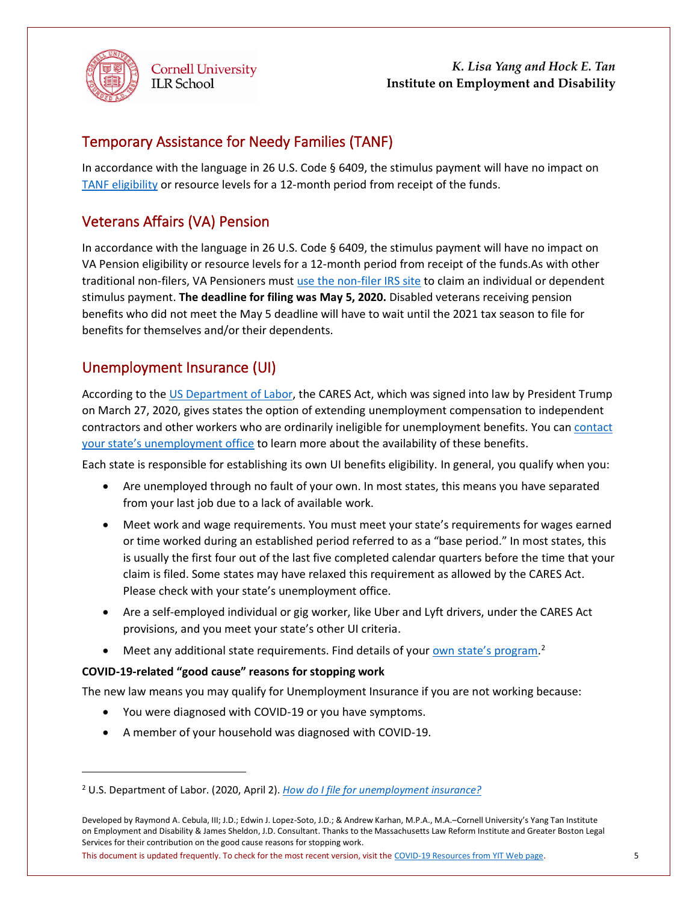## Temporary Assistance for Needy Families (TANF)

In accordance with the language in 26 U.S. Code § 6409, the stimulus payment will have no impact on TANF eligibility or resource levels for a 12-month period from receipt of the funds.

## Veterans Affairs (VA) Pension

In accordance with the language in 26 U.S. Code § 6409, the stimulus payment will have no impact on VA Pension eligibility or resource levels for a 12-month period from receipt of the funds.As with other traditional non-filers, VA Pensioners must use the non-filer IRS site to claim an individual or dependent stimulus payment. **The deadline for filing was May 5, 2020.** Disabled veterans receiving pension benefits who did not meet the May 5 deadline will have to wait until the 2021 tax season to file for benefits for themselves and/or their dependents.

## Unemployment Insurance (UI)

According to the US Department of Labor, the CARES Act, which was signed into law by President Trump on March 27, 2020, gives states the option of extending unemployment compensation to independent contractors and other workers who are ordinarily ineligible for unemployment benefits. You can contact your state's unemployment office to learn more about the availability of these benefits.

Each state is responsible for establishing its own UI benefits eligibility. In general, you qualify when you:

- Are unemployed through no fault of your own. In most states, this means you have separated from your last job due to a lack of available work.
- Meet work and wage requirements. You must meet your state's requirements for wages earned or time worked during an established period referred to as a "base period." In most states, this is usually the first four out of the last five completed calendar quarters before the time that your claim is filed. Some states may have relaxed this requirement as allowed by the CARES Act. Please check with your state's unemployment office.
- Are a self-employed individual or gig worker, like Uber and Lyft drivers, under the CARES Act provisions, and you meet your state's other UI criteria.
- Meet any additional state requirements. Find details of your own state's program.[2]

**COVID-19-related "good cause" reasons for stopping work**

The new law means you may qualify for Unemployment Insurance if you are not working because:

- You were diagnosed with COVID-19 or you have symptoms.
- A member of your household was diagnosed with COVID-19.

[2] U.S. Department of Labor. (2020, April 2). *How do I file for unemployment insurance?*

Developed by Raymond A. Cebula, III; J.D.; Edwin J. Lopez-Soto, J.D.; & Andrew Karhan, M.P.A., M.A.–Cornell University's Yang Tan Institute on Employment and Disability & James Sheldon, J.D. Consultant. Thanks to the Massachusetts Law Reform Institute and Greater Boston Legal Services for their contribution on the good cause reasons for stopping work.

This document is updated frequently. To check for the most recent version, visit the COVID-19 Resources from YIT Web page.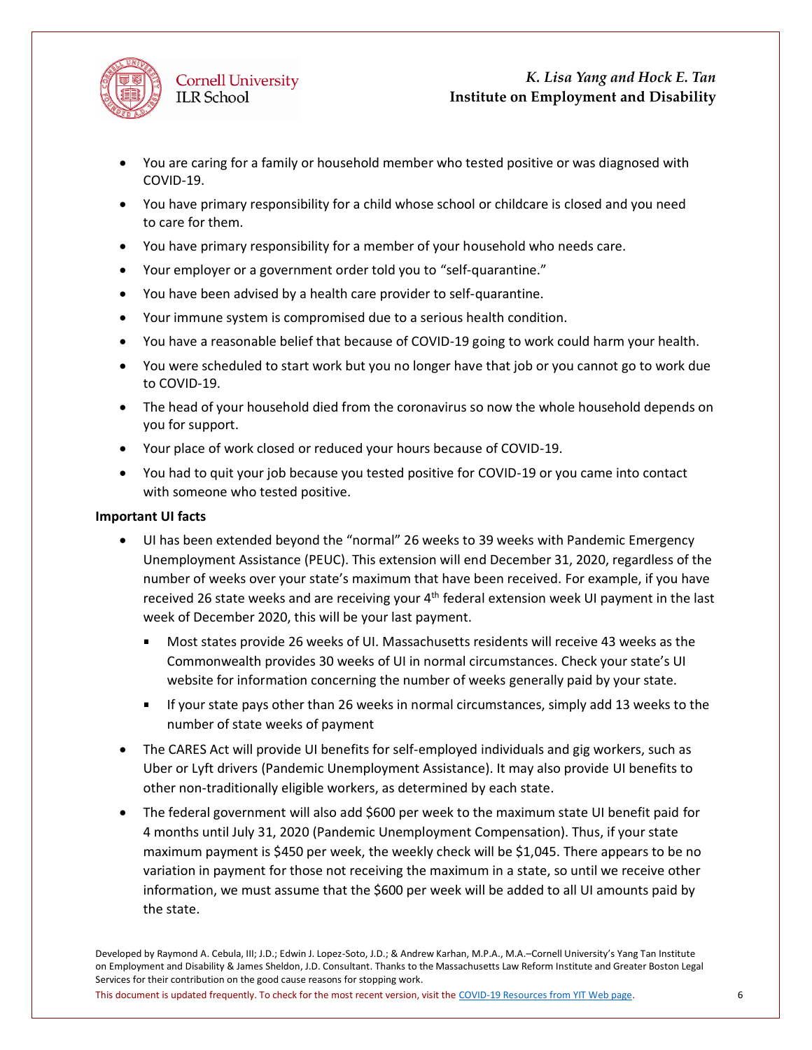- You are caring for a family or household member who tested positive or was diagnosed with COVID-19.
- You have primary responsibility for a child whose school or childcare is closed and you need to care for them.
- You have primary responsibility for a member of your household who needs care.
- Your employer or a government order told you to "self-quarantine."
- You have been advised by a health care provider to self-quarantine.
- Your immune system is compromised due to a serious health condition.
- You have a reasonable belief that because of COVID-19 going to work could harm your health.
- You were scheduled to start work but you no longer have that job or you cannot go to work due to COVID-19.
- The head of your household died from the coronavirus so now the whole household depends on you for support.
- Your place of work closed or reduced your hours because of COVID-19.
- You had to quit your job because you tested positive for COVID-19 or you came into contact with someone who tested positive.

**Important UI facts**

- UI has been extended beyond the "normal" 26 weeks to 39 weeks with Pandemic Emergency Unemployment Assistance (PEUC). This extension will end December 31, 2020, regardless of the number of weeks over your state's maximum that have been received. For example, if you have received 26 state weeks and are receiving your 4th federal extension week UI payment in the last week of December 2020, this will be your last payment.
  - Most states provide 26 weeks of UI. Massachusetts residents will receive 43 weeks as the Commonwealth provides 30 weeks of UI in normal circumstances. Check your state's UI website for information concerning the number of weeks generally paid by your state.
  - If your state pays other than 26 weeks in normal circumstances, simply add 13 weeks to the number of state weeks of payment
- The CARES Act will provide UI benefits for self-employed individuals and gig workers, such as Uber or Lyft drivers (Pandemic Unemployment Assistance). It may also provide UI benefits to other non-traditionally eligible workers, as determined by each state.
- The federal government will also add $600 per week to the maximum state UI benefit paid for 4 months until July 31, 2020 (Pandemic Unemployment Compensation). Thus, if your state maximum payment is $450 per week, the weekly check will be $1,045. There appears to be no variation in payment for those not receiving the maximum in a state, so until we receive other information, we must assume that the $600 per week will be added to all UI amounts paid by the state.

Developed by Raymond A. Cebula, III; J.D.; Edwin J. Lopez-Soto, J.D.; & Andrew Karhan, M.P.A., M.A.–Cornell University's Yang Tan Institute on Employment and Disability & James Sheldon, J.D. Consultant. Thanks to the Massachusetts Law Reform Institute and Greater Boston Legal Services for their contribution on the good cause reasons for stopping work.

This document is updated frequently. To check for the most recent version, visit the COVID-19 Resources from YIT Web page.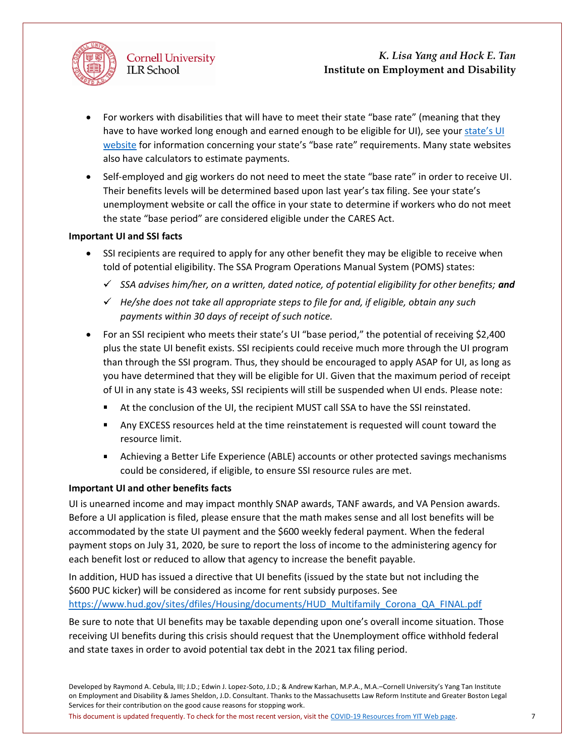- For workers with disabilities that will have to meet their state "base rate" (meaning that they have to have worked long enough and earned enough to be eligible for UI), see your [state's UI website](#) for information concerning your state's "base rate" requirements. Many state websites also have calculators to estimate payments.
- Self-employed and gig workers do not need to meet the state "base rate" in order to receive UI. Their benefits levels will be determined based upon last year's tax filing. See your state's unemployment website or call the office in your state to determine if workers who do not meet the state "base period" are considered eligible under the CARES Act.

**Important UI and SSI facts**

- SSI recipients are required to apply for any other benefit they may be eligible to receive when told of potential eligibility. The SSA Program Operations Manual System (POMS) states:
  - ✓ *SSA advises him/her, on a written, dated notice, of potential eligibility for other benefits;* ***and***
  - ✓ *He/she does not take all appropriate steps to file for and, if eligible, obtain any such payments within 30 days of receipt of such notice.*
- For an SSI recipient who meets their state's UI "base period," the potential of receiving $2,400 plus the state UI benefit exists. SSI recipients could receive much more through the UI program than through the SSI program. Thus, they should be encouraged to apply ASAP for UI, as long as you have determined that they will be eligible for UI. Given that the maximum period of receipt of UI in any state is 43 weeks, SSI recipients will still be suspended when UI ends. Please note:
  - At the conclusion of the UI, the recipient MUST call SSA to have the SSI reinstated.
  - Any EXCESS resources held at the time reinstatement is requested will count toward the resource limit.
  - Achieving a Better Life Experience (ABLE) accounts or other protected savings mechanisms could be considered, if eligible, to ensure SSI resource rules are met.

**Important UI and other benefits facts**

UI is unearned income and may impact monthly SNAP awards, TANF awards, and VA Pension awards. Before a UI application is filed, please ensure that the math makes sense and all lost benefits will be accommodated by the state UI payment and the $600 weekly federal payment. When the federal payment stops on July 31, 2020, be sure to report the loss of income to the administering agency for each benefit lost or reduced to allow that agency to increase the benefit payable.

In addition, HUD has issued a directive that UI benefits (issued by the state but not including the $600 PUC kicker) will be considered as income for rent subsidy purposes. See https://www.hud.gov/sites/dfiles/Housing/documents/HUD_Multifamily_Corona_QA_FINAL.pdf

Be sure to note that UI benefits may be taxable depending upon one's overall income situation. Those receiving UI benefits during this crisis should request that the Unemployment office withhold federal and state taxes in order to avoid potential tax debt in the 2021 tax filing period.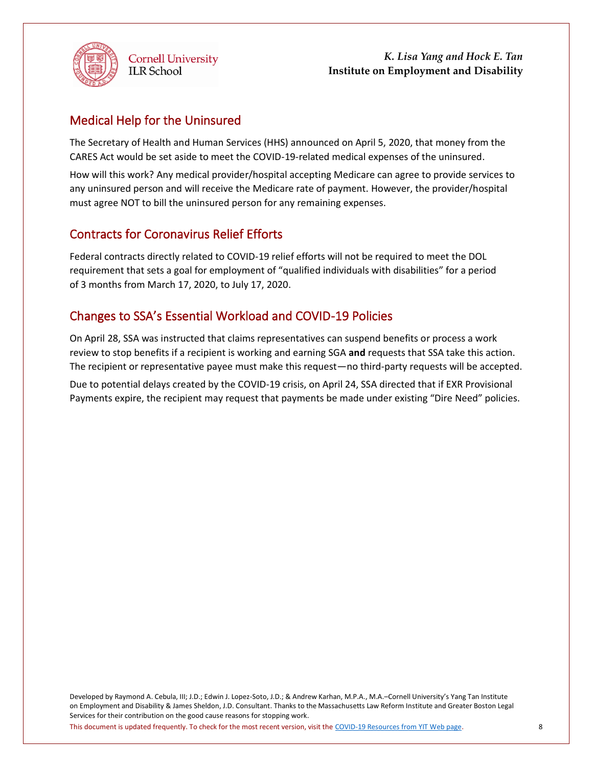## Medical Help for the Uninsured

The Secretary of Health and Human Services (HHS) announced on April 5, 2020, that money from the CARES Act would be set aside to meet the COVID-19-related medical expenses of the uninsured.

How will this work? Any medical provider/hospital accepting Medicare can agree to provide services to any uninsured person and will receive the Medicare rate of payment. However, the provider/hospital must agree NOT to bill the uninsured person for any remaining expenses.

## Contracts for Coronavirus Relief Efforts

Federal contracts directly related to COVID-19 relief efforts will not be required to meet the DOL requirement that sets a goal for employment of "qualified individuals with disabilities" for a period of 3 months from March 17, 2020, to July 17, 2020.

## Changes to SSA's Essential Workload and COVID-19 Policies

On April 28, SSA was instructed that claims representatives can suspend benefits or process a work review to stop benefits if a recipient is working and earning SGA **and** requests that SSA take this action. The recipient or representative payee must make this request—no third-party requests will be accepted.

Due to potential delays created by the COVID-19 crisis, on April 24, SSA directed that if EXR Provisional Payments expire, the recipient may request that payments be made under existing "Dire Need" policies.

Developed by Raymond A. Cebula, III; J.D.; Edwin J. Lopez-Soto, J.D.; & Andrew Karhan, M.P.A., M.A.–Cornell University's Yang Tan Institute on Employment and Disability & James Sheldon, J.D. Consultant. Thanks to the Massachusetts Law Reform Institute and Greater Boston Legal Services for their contribution on the good cause reasons for stopping work.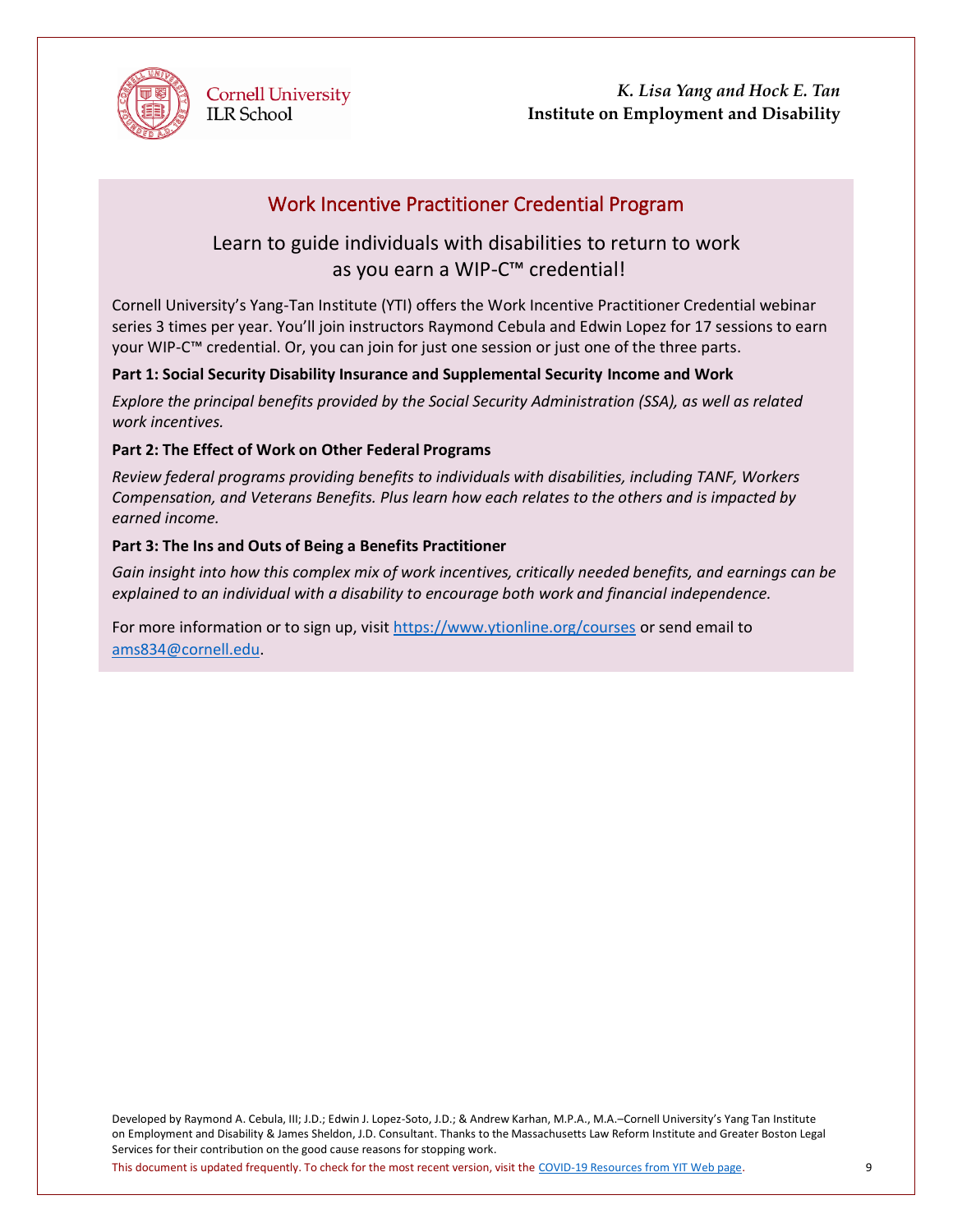K. Lisa Yang and Hock E. Tan
**Institute on Employment and Disability**

## Work Incentive Practitioner Credential Program

### Learn to guide individuals with disabilities to return to work as you earn a WIP-C™ credential!

Cornell University's Yang-Tan Institute (YTI) offers the Work Incentive Practitioner Credential webinar series 3 times per year. You'll join instructors Raymond Cebula and Edwin Lopez for 17 sessions to earn your WIP-C™ credential. Or, you can join for just one session or just one of the three parts.

**Part 1: Social Security Disability Insurance and Supplemental Security Income and Work**

*Explore the principal benefits provided by the Social Security Administration (SSA), as well as related work incentives.*

**Part 2: The Effect of Work on Other Federal Programs**

*Review federal programs providing benefits to individuals with disabilities, including TANF, Workers Compensation, and Veterans Benefits. Plus learn how each relates to the others and is impacted by earned income.*

**Part 3: The Ins and Outs of Being a Benefits Practitioner**

*Gain insight into how this complex mix of work incentives, critically needed benefits, and earnings can be explained to an individual with a disability to encourage both work and financial independence.*

For more information or to sign up, visit https://www.ytionline.org/courses or send email to ams834@cornell.edu.

Developed by Raymond A. Cebula, III; J.D.; Edwin J. Lopez-Soto, J.D.; & Andrew Karhan, M.P.A., M.A.–Cornell University's Yang Tan Institute on Employment and Disability & James Sheldon, J.D. Consultant. Thanks to the Massachusetts Law Reform Institute and Greater Boston Legal Services for their contribution on the good cause reasons for stopping work.

This document is updated frequently. To check for the most recent version, visit the COVID-19 Resources from YIT Web page.